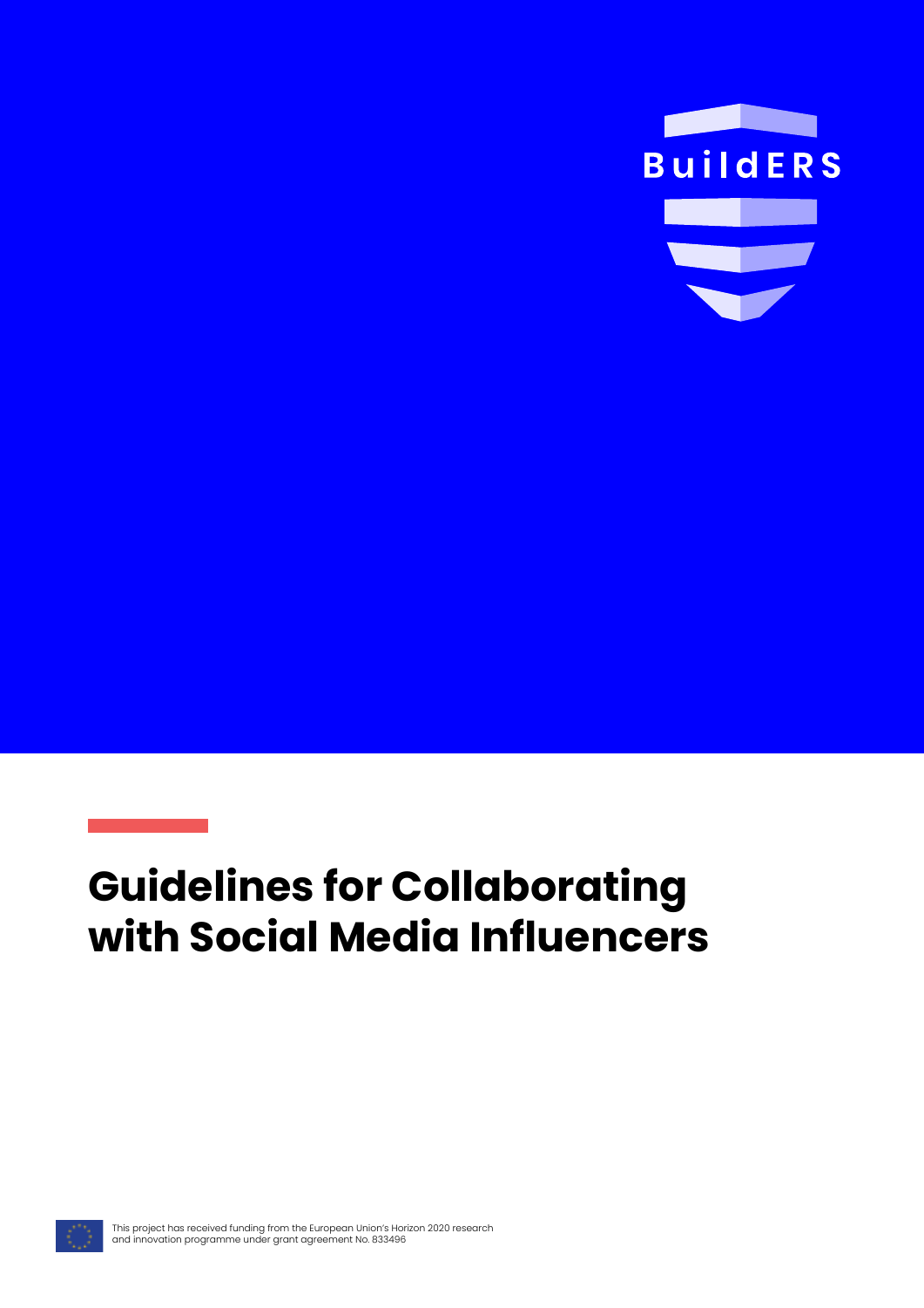BuildERS

# Guidelines for Collaborating with Social Media Influencers

This project has received funding from the European Union's Horizon 2020 research and innovation programme under grant agreement No. 833496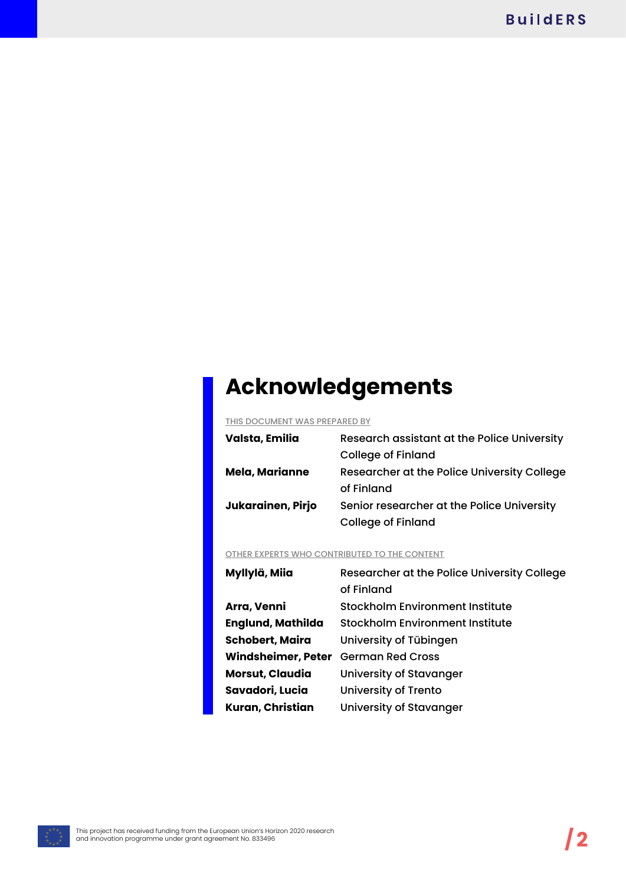# Acknowledgements

THIS DOCUMENT WAS PREPARED BY

| | |
|---|---|
| **Valsta, Emilia** | Research assistant at the Police University College of Finland |
| **Mela, Marianne** | Researcher at the Police University College of Finland |
| **Jukarainen, Pirjo** | Senior researcher at the Police University College of Finland |

OTHER EXPERTS WHO CONTRIBUTED TO THE CONTENT

| | |
|---|---|
| **Myllylä, Miia** | Researcher at the Police University College of Finland |
| **Arra, Venni** | Stockholm Environment Institute |
| **Englund, Mathilda** | Stockholm Environment Institute |
| **Schobert, Maira** | University of Tübingen |
| **Windsheimer, Peter** | German Red Cross |
| **Morsut, Claudia** | University of Stavanger |
| **Savadori, Lucia** | University of Trento |
| **Kuran, Christian** | University of Stavanger |

This project has received funding from the European Union's Horizon 2020 research and innovation programme under grant agreement No. 833496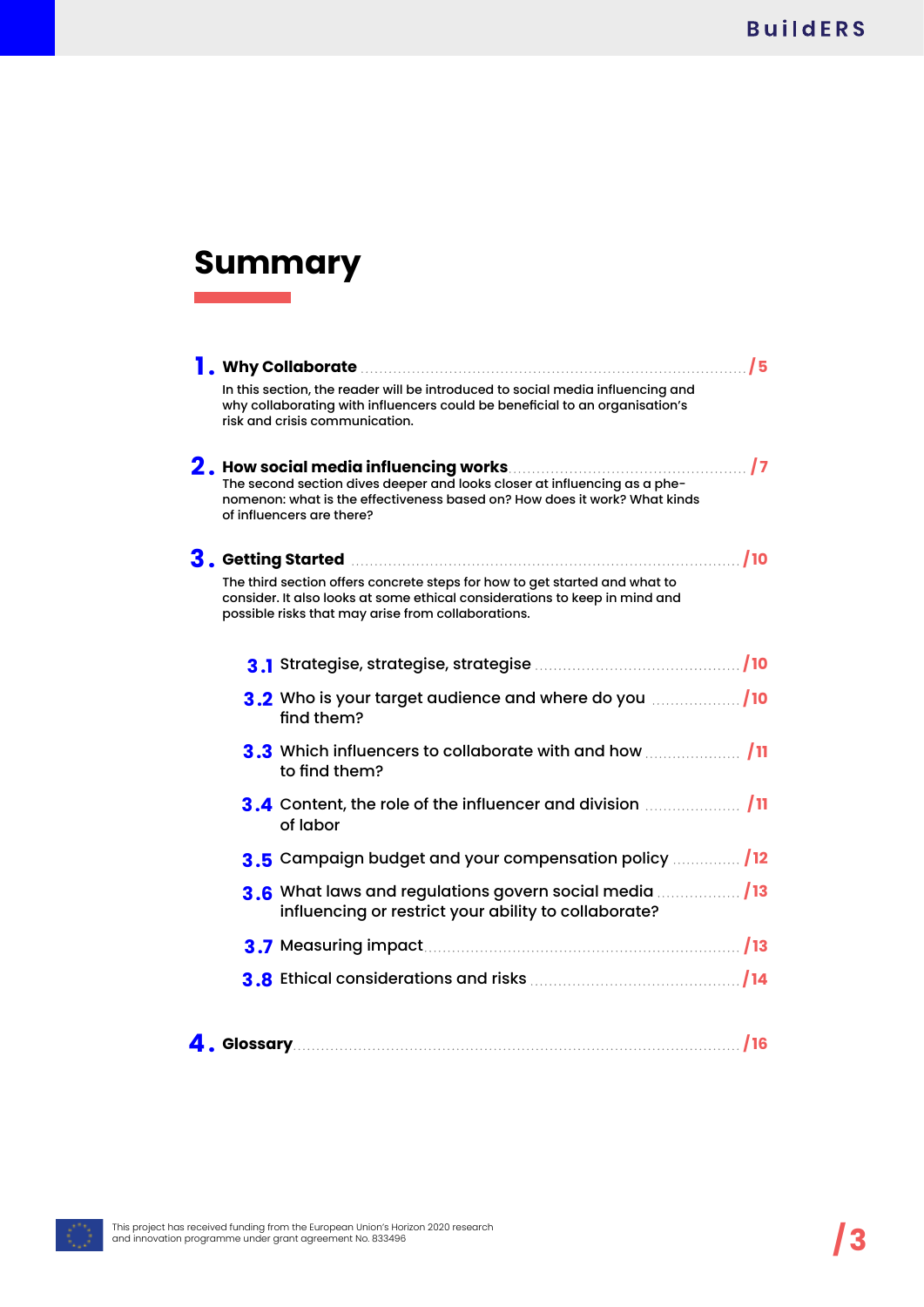# Summary

**1. Why Collaborate** /5

In this section, the reader will be introduced to social media influencing and why collaborating with influencers could be beneficial to an organisation's risk and crisis communication.

**2. How social media influencing works** /7

The second section dives deeper and looks closer at influencing as a phenomenon: what is the effectiveness based on? How does it work? What kinds of influencers are there?

**3. Getting Started** /10

The third section offers concrete steps for how to get started and what to consider. It also looks at some ethical considerations to keep in mind and possible risks that may arise from collaborations.

- 3.1 Strategise, strategise, strategise /10
- 3.2 Who is your target audience and where do you find them? /10
- 3.3 Which influencers to collaborate with and how to find them? /11
- 3.4 Content, the role of the influencer and division of labor /11
- 3.5 Campaign budget and your compensation policy /12
- 3.6 What laws and regulations govern social media influencing or restrict your ability to collaborate? /13
- 3.7 Measuring impact /13
- 3.8 Ethical considerations and risks /14

**4. Glossary** /16

This project has received funding from the European Union's Horizon 2020 research and innovation programme under grant agreement No. 833496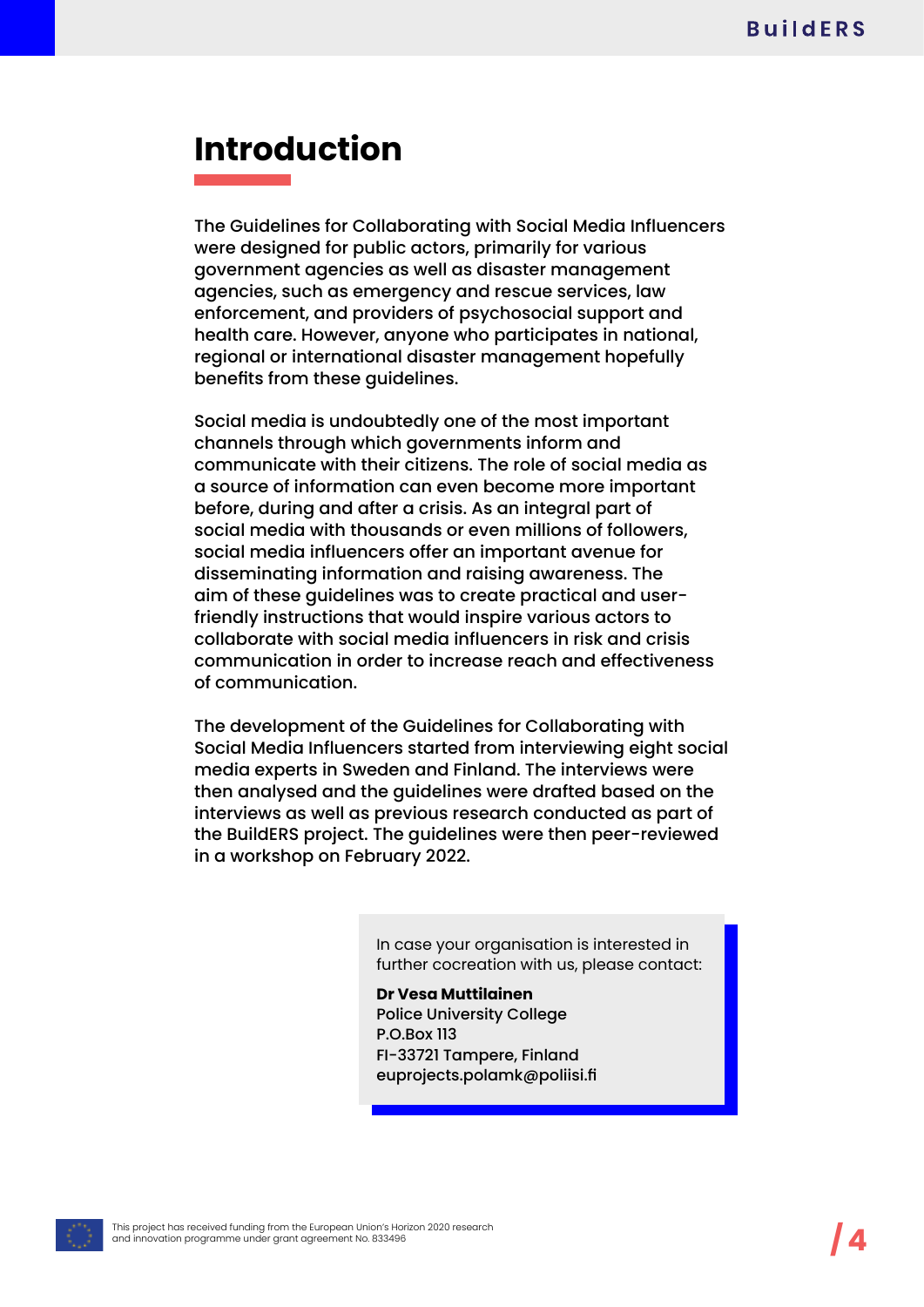# Introduction

The Guidelines for Collaborating with Social Media Influencers were designed for public actors, primarily for various government agencies as well as disaster management agencies, such as emergency and rescue services, law enforcement, and providers of psychosocial support and health care. However, anyone who participates in national, regional or international disaster management hopefully benefits from these guidelines.

Social media is undoubtedly one of the most important channels through which governments inform and communicate with their citizens. The role of social media as a source of information can even become more important before, during and after a crisis. As an integral part of social media with thousands or even millions of followers, social media influencers offer an important avenue for disseminating information and raising awareness. The aim of these guidelines was to create practical and user-friendly instructions that would inspire various actors to collaborate with social media influencers in risk and crisis communication in order to increase reach and effectiveness of communication.

The development of the Guidelines for Collaborating with Social Media Influencers started from interviewing eight social media experts in Sweden and Finland. The interviews were then analysed and the guidelines were drafted based on the interviews as well as previous research conducted as part of the BuildERS project. The guidelines were then peer-reviewed in a workshop on February 2022.

In case your organisation is interested in further cocreation with us, please contact:

**Dr Vesa Muttilainen**
Police University College
P.O.Box 113
FI-33721 Tampere, Finland
euprojects.polamk@poliisi.fi

This project has received funding from the European Union's Horizon 2020 research and innovation programme under grant agreement No. 833496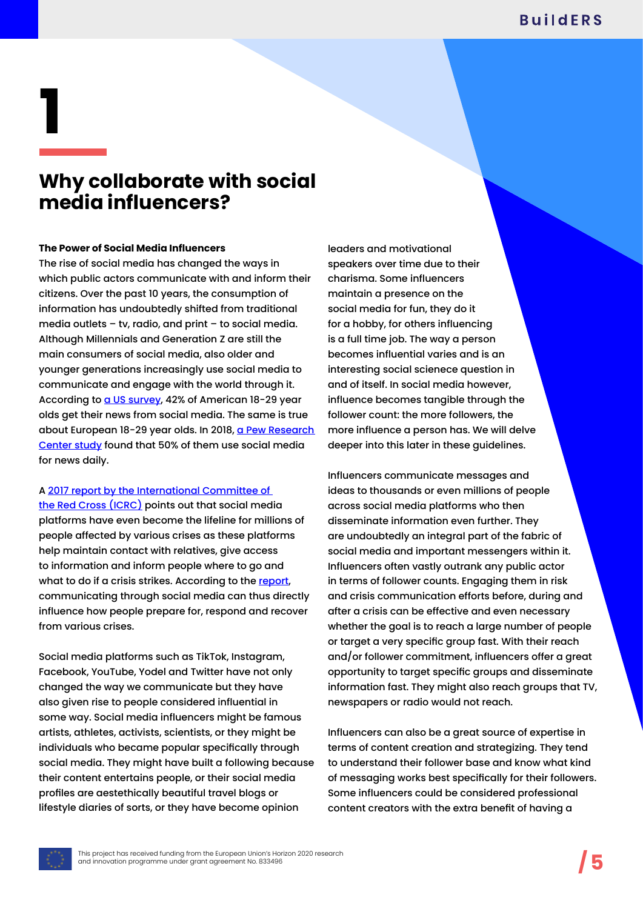# 1

## Why collaborate with social media influencers?

**The Power of Social Media Influencers**

The rise of social media has changed the ways in which public actors communicate with and inform their citizens. Over the past 10 years, the consumption of information has undoubtedly shifted from traditional media outlets – tv, radio, and print – to social media. Although Millennials and Generation Z are still the main consumers of social media, also older and younger generations increasingly use social media to communicate and engage with the world through it. According to [a US survey](), 42% of American 18-29 year olds get their news from social media. The same is true about European 18-29 year olds. In 2018, [a Pew Research Center study]() found that 50% of them use social media for news daily.

A [2017 report by the International Committee of the Red Cross (ICRC)]() points out that social media platforms have even become the lifeline for millions of people affected by various crises as these platforms help maintain contact with relatives, give access to information and inform people where to go and what to do if a crisis strikes. According to the [report](), communicating through social media can thus directly influence how people prepare for, respond and recover from various crises.

Social media platforms such as TikTok, Instagram, Facebook, YouTube, Yodel and Twitter have not only changed the way we communicate but they have also given rise to people considered influential in some way. Social media influencers might be famous artists, athletes, activists, scientists, or they might be individuals who became popular specifically through social media. They might have built a following because their content entertains people, or their social media profiles are aestethically beautiful travel blogs or lifestyle diaries of sorts, or they have become opinion leaders and motivational speakers over time due to their charisma. Some influencers maintain a presence on the social media for fun, they do it for a hobby, for others influencing is a full time job. The way a person becomes influential varies and is an interesting social scienece question in and of itself. In social media however, influence becomes tangible through the follower count: the more followers, the more influence a person has. We will delve deeper into this later in these guidelines.

Influencers communicate messages and ideas to thousands or even millions of people across social media platforms who then disseminate information even further. They are undoubtedly an integral part of the fabric of social media and important messengers within it. Influencers often vastly outrank any public actor in terms of follower counts. Engaging them in risk and crisis communication efforts before, during and after a crisis can be effective and even necessary whether the goal is to reach a large number of people or target a very specific group fast. With their reach and/or follower commitment, influencers offer a great opportunity to target specific groups and disseminate information fast. They might also reach groups that TV, newspapers or radio would not reach.

Influencers can also be a great source of expertise in terms of content creation and strategizing. They tend to understand their follower base and know what kind of messaging works best specifically for their followers. Some influencers could be considered professional content creators with the extra benefit of having a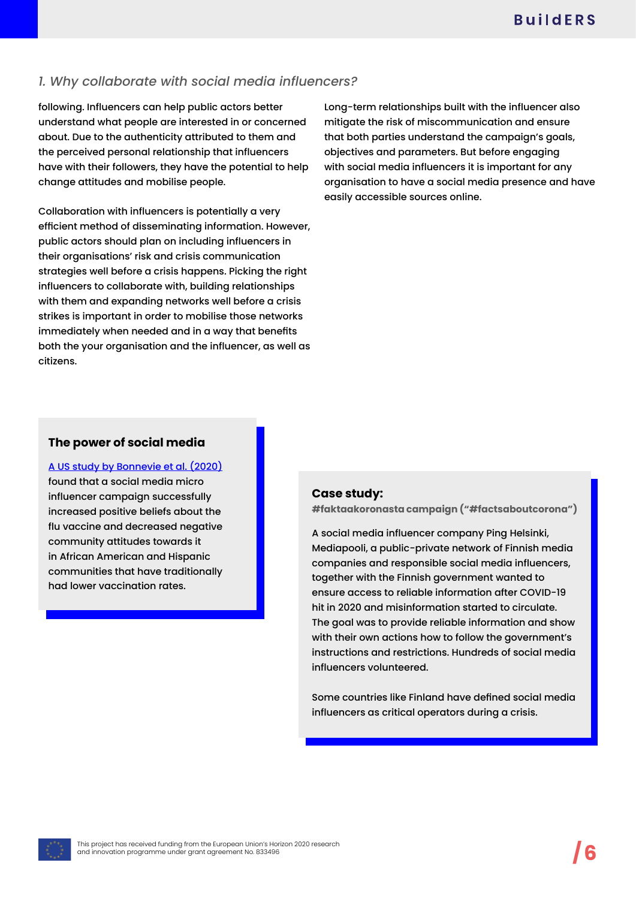following. Influencers can help public actors better understand what people are interested in or concerned about. Due to the authenticity attributed to them and the perceived personal relationship that influencers have with their followers, they have the potential to help change attitudes and mobilise people.

Collaboration with influencers is potentially a very efficient method of disseminating information. However, public actors should plan on including influencers in their organisations' risk and crisis communication strategies well before a crisis happens. Picking the right influencers to collaborate with, building relationships with them and expanding networks well before a crisis strikes is important in order to mobilise those networks immediately when needed and in a way that benefits both the your organisation and the influencer, as well as citizens.

Long-term relationships built with the influencer also mitigate the risk of miscommunication and ensure that both parties understand the campaign's goals, objectives and parameters. But before engaging with social media influencers it is important for any organisation to have a social media presence and have easily accessible sources online.

### The power of social media

[A US study by Bonnevie et al. (2020)](#) found that a social media micro influencer campaign successfully increased positive beliefs about the flu vaccine and decreased negative community attitudes towards it in African American and Hispanic communities that have traditionally had lower vaccination rates.

### Case study:

**#faktaakoronasta campaign ("#factsaboutcorona")**

A social media influencer company Ping Helsinki, Mediapooli, a public-private network of Finnish media companies and responsible social media influencers, together with the Finnish government wanted to ensure access to reliable information after COVID-19 hit in 2020 and misinformation started to circulate. The goal was to provide reliable information and show with their own actions how to follow the government's instructions and restrictions. Hundreds of social media influencers volunteered.

Some countries like Finland have defined social media influencers as critical operators during a crisis.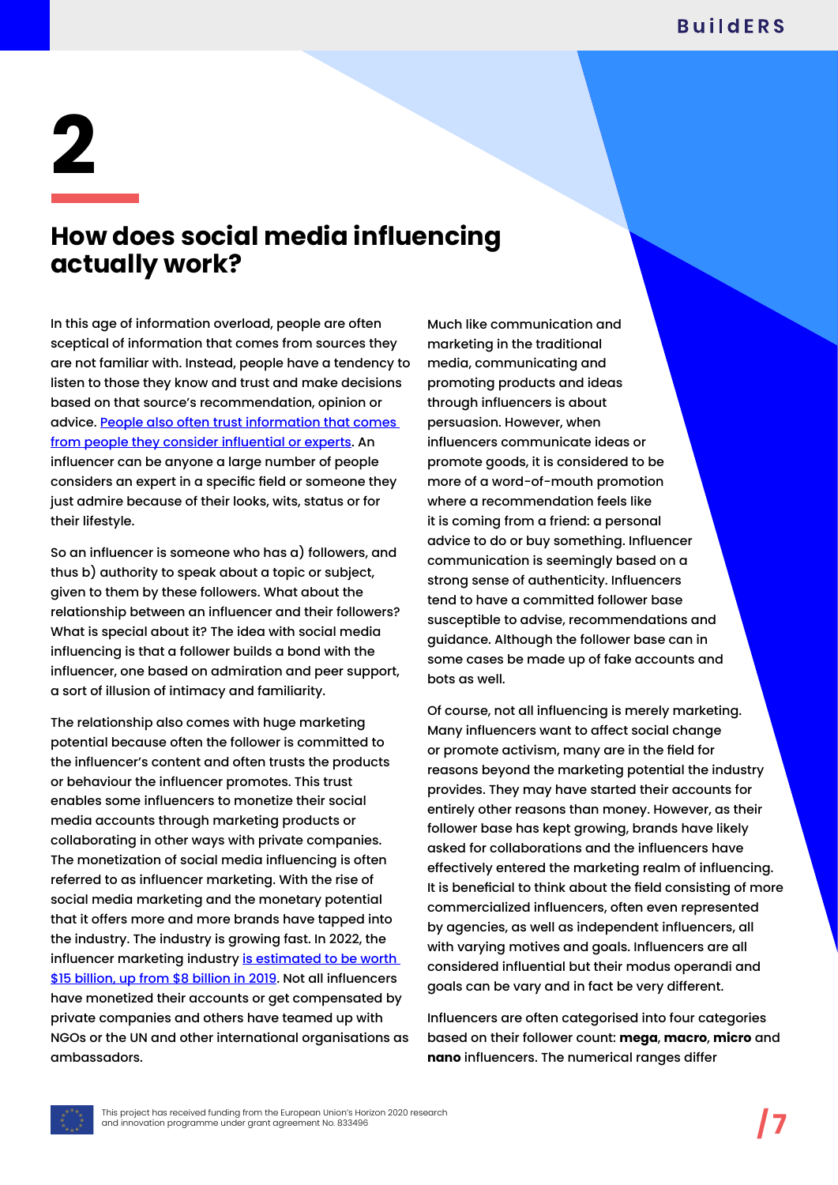# 2

## How does social media influencing actually work?

In this age of information overload, people are often sceptical of information that comes from sources they are not familiar with. Instead, people have a tendency to listen to those they know and trust and make decisions based on that source's recommendation, opinion or advice. People also often trust information that comes from people they consider influential or experts. An influencer can be anyone a large number of people considers an expert in a specific field or someone they just admire because of their looks, wits, status or for their lifestyle.

So an influencer is someone who has a) followers, and thus b) authority to speak about a topic or subject, given to them by these followers. What about the relationship between an influencer and their followers? What is special about it? The idea with social media influencing is that a follower builds a bond with the influencer, one based on admiration and peer support, a sort of illusion of intimacy and familiarity.

The relationship also comes with huge marketing potential because often the follower is committed to the influencer's content and often trusts the products or behaviour the influencer promotes. This trust enables some influencers to monetize their social media accounts through marketing products or collaborating in other ways with private companies. The monetization of social media influencing is often referred to as influencer marketing. With the rise of social media marketing and the monetary potential that it offers more and more brands have tapped into the industry. The industry is growing fast. In 2022, the influencer marketing industry is estimated to be worth $15 billion, up from $8 billion in 2019. Not all influencers have monetized their accounts or get compensated by private companies and others have teamed up with NGOs or the UN and other international organisations as ambassadors.

Much like communication and marketing in the traditional media, communicating and promoting products and ideas through influencers is about persuasion. However, when influencers communicate ideas or promote goods, it is considered to be more of a word-of-mouth promotion where a recommendation feels like it is coming from a friend: a personal advice to do or buy something. Influencer communication is seemingly based on a strong sense of authenticity. Influencers tend to have a committed follower base susceptible to advise, recommendations and guidance. Although the follower base can in some cases be made up of fake accounts and bots as well.

Of course, not all influencing is merely marketing. Many influencers want to affect social change or promote activism, many are in the field for reasons beyond the marketing potential the industry provides. They may have started their accounts for entirely other reasons than money. However, as their follower base has kept growing, brands have likely asked for collaborations and the influencers have effectively entered the marketing realm of influencing. It is beneficial to think about the field consisting of more commercialized influencers, often even represented by agencies, as well as independent influencers, all with varying motives and goals. Influencers are all considered influential but their modus operandi and goals can be vary and in fact be very different.

Influencers are often categorised into four categories based on their follower count: **mega**, **macro**, **micro** and **nano** influencers. The numerical ranges differ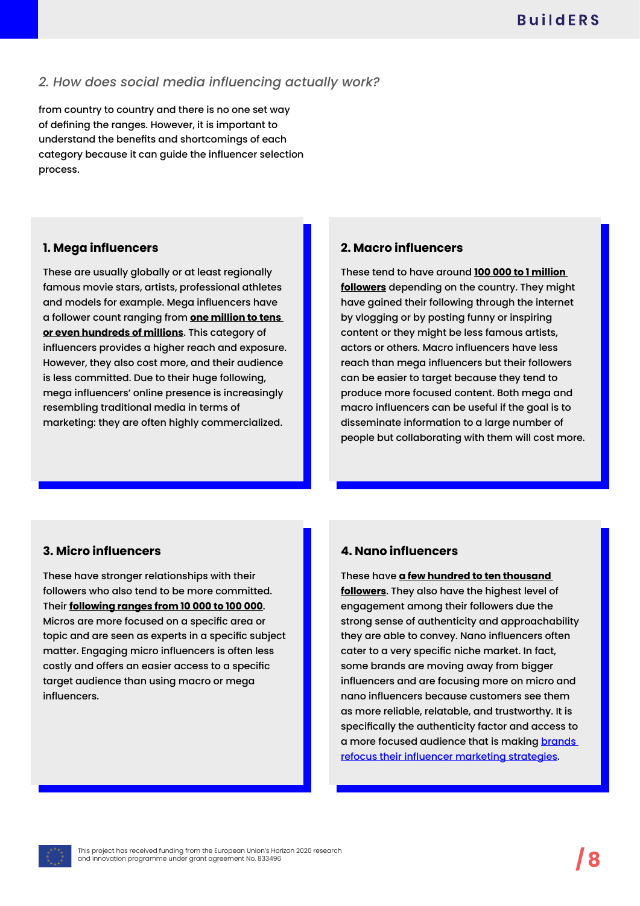*2. How does social media influencing actually work?*

from country to country and there is no one set way of defining the ranges. However, it is important to understand the benefits and shortcomings of each category because it can guide the influencer selection process.

### 1. Mega influencers

These are usually globally or at least regionally famous movie stars, artists, professional athletes and models for example. Mega influencers have a follower count ranging from **one million to tens or even hundreds of millions**. This category of influencers provides a higher reach and exposure. However, they also cost more, and their audience is less committed. Due to their huge following, mega influencers' online presence is increasingly resembling traditional media in terms of marketing: they are often highly commercialized.

### 2. Macro influencers

These tend to have around **100 000 to 1 million followers** depending on the country. They might have gained their following through the internet by vlogging or by posting funny or inspiring content or they might be less famous artists, actors or others. Macro influencers have less reach than mega influencers but their followers can be easier to target because they tend to produce more focused content. Both mega and macro influencers can be useful if the goal is to disseminate information to a large number of people but collaborating with them will cost more.

### 3. Micro influencers

These have stronger relationships with their followers who also tend to be more committed. Their **following ranges from 10 000 to 100 000**. Micros are more focused on a specific area or topic and are seen as experts in a specific subject matter. Engaging micro influencers is often less costly and offers an easier access to a specific target audience than using macro or mega influencers.

### 4. Nano influencers

These have **a few hundred to ten thousand followers**. They also have the highest level of engagement among their followers due the strong sense of authenticity and approachability they are able to convey. Nano influencers often cater to a very specific niche market. In fact, some brands are moving away from bigger influencers and are focusing more on micro and nano influencers because customers see them as more reliable, relatable, and trustworthy. It is specifically the authenticity factor and access to a more focused audience that is making brands refocus their influencer marketing strategies.

This project has received funding from the European Union's Horizon 2020 research and innovation programme under grant agreement No. 833496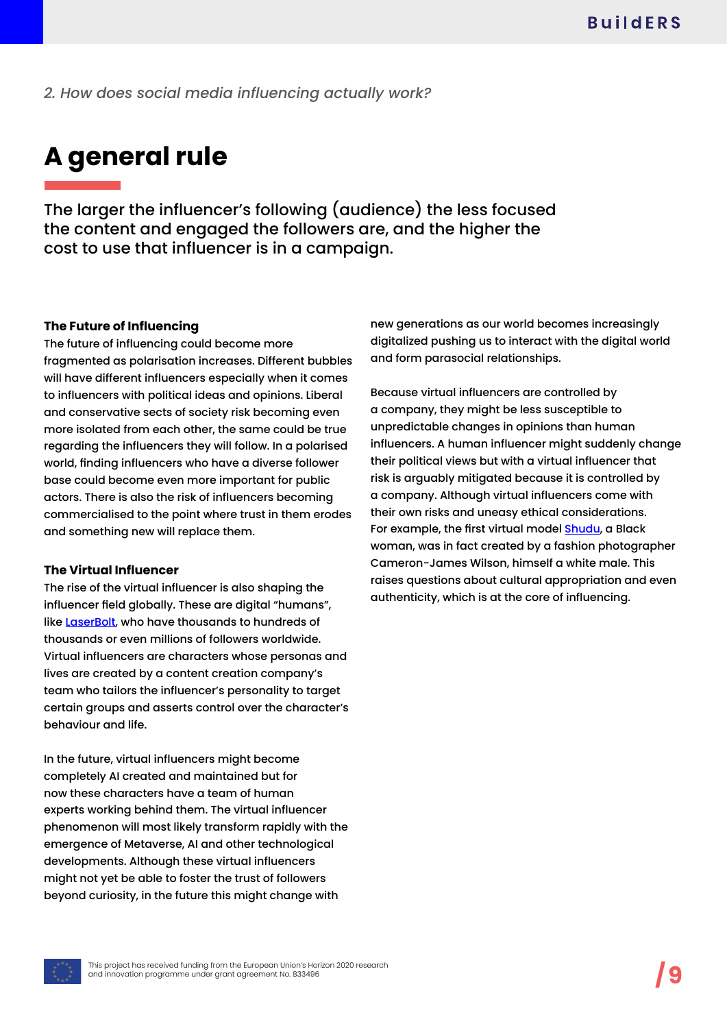*2. How does social media influencing actually work?*

# A general rule

The larger the influencer's following (audience) the less focused the content and engaged the followers are, and the higher the cost to use that influencer is in a campaign.

**The Future of Influencing**

The future of influencing could become more fragmented as polarisation increases. Different bubbles will have different influencers especially when it comes to influencers with political ideas and opinions. Liberal and conservative sects of society risk becoming even more isolated from each other, the same could be true regarding the influencers they will follow. In a polarised world, finding influencers who have a diverse follower base could become even more important for public actors. There is also the risk of influencers becoming commercialised to the point where trust in them erodes and something new will replace them.

**The Virtual Influencer**

The rise of the virtual influencer is also shaping the influencer field globally. These are digital "humans", like LaserBolt, who have thousands to hundreds of thousands or even millions of followers worldwide. Virtual influencers are characters whose personas and lives are created by a content creation company's team who tailors the influencer's personality to target certain groups and asserts control over the character's behaviour and life.

In the future, virtual influencers might become completely AI created and maintained but for now these characters have a team of human experts working behind them. The virtual influencer phenomenon will most likely transform rapidly with the emergence of Metaverse, AI and other technological developments. Although these virtual influencers might not yet be able to foster the trust of followers beyond curiosity, in the future this might change with new generations as our world becomes increasingly digitalized pushing us to interact with the digital world and form parasocial relationships.

Because virtual influencers are controlled by a company, they might be less susceptible to unpredictable changes in opinions than human influencers. A human influencer might suddenly change their political views but with a virtual influencer that risk is arguably mitigated because it is controlled by a company. Although virtual influencers come with their own risks and uneasy ethical considerations. For example, the first virtual model Shudu, a Black woman, was in fact created by a fashion photographer Cameron-James Wilson, himself a white male. This raises questions about cultural appropriation and even authenticity, which is at the core of influencing.

This project has received funding from the European Union's Horizon 2020 research and innovation programme under grant agreement No. 833496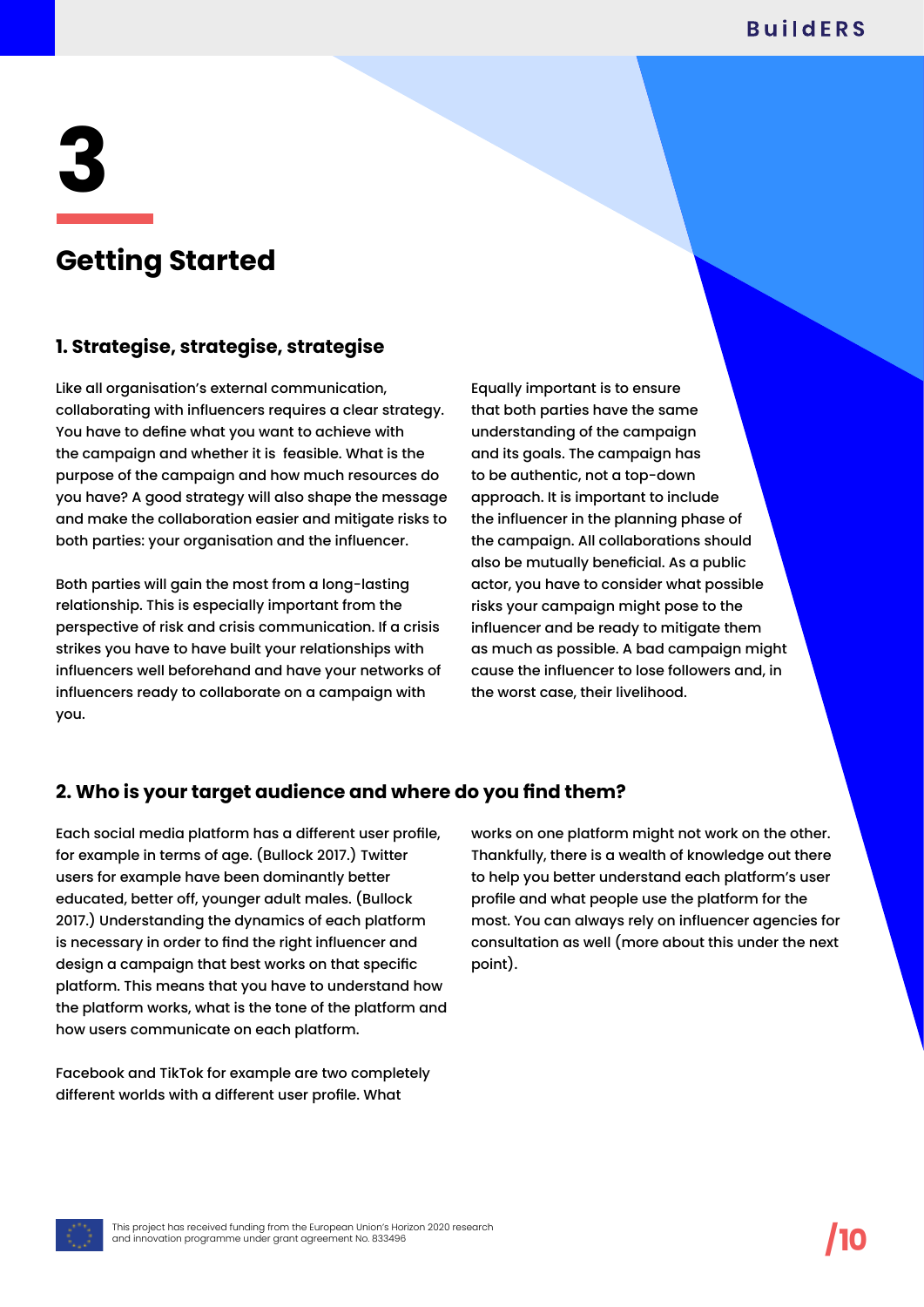# 3

## Getting Started

### 1. Strategise, strategise, strategise

Like all organisation's external communication, collaborating with influencers requires a clear strategy. You have to define what you want to achieve with the campaign and whether it is  feasible. What is the purpose of the campaign and how much resources do you have? A good strategy will also shape the message and make the collaboration easier and mitigate risks to both parties: your organisation and the influencer.

Both parties will gain the most from a long-lasting relationship. This is especially important from the perspective of risk and crisis communication. If a crisis strikes you have to have built your relationships with influencers well beforehand and have your networks of influencers ready to collaborate on a campaign with you.

Equally important is to ensure that both parties have the same understanding of the campaign and its goals. The campaign has to be authentic, not a top-down approach. It is important to include the influencer in the planning phase of the campaign. All collaborations should also be mutually beneficial. As a public actor, you have to consider what possible risks your campaign might pose to the influencer and be ready to mitigate them as much as possible. A bad campaign might cause the influencer to lose followers and, in the worst case, their livelihood.

### 2. Who is your target audience and where do you find them?

Each social media platform has a different user profile, for example in terms of age. (Bullock 2017.) Twitter users for example have been dominantly better educated, better off, younger adult males. (Bullock 2017.) Understanding the dynamics of each platform is necessary in order to find the right influencer and design a campaign that best works on that specific platform. This means that you have to understand how the platform works, what is the tone of the platform and how users communicate on each platform.

Facebook and TikTok for example are two completely different worlds with a different user profile. What works on one platform might not work on the other. Thankfully, there is a wealth of knowledge out there to help you better understand each platform's user profile and what people use the platform for the most. You can always rely on influencer agencies for consultation as well (more about this under the next point).

This project has received funding from the European Union's Horizon 2020 research and innovation programme under grant agreement No. 833496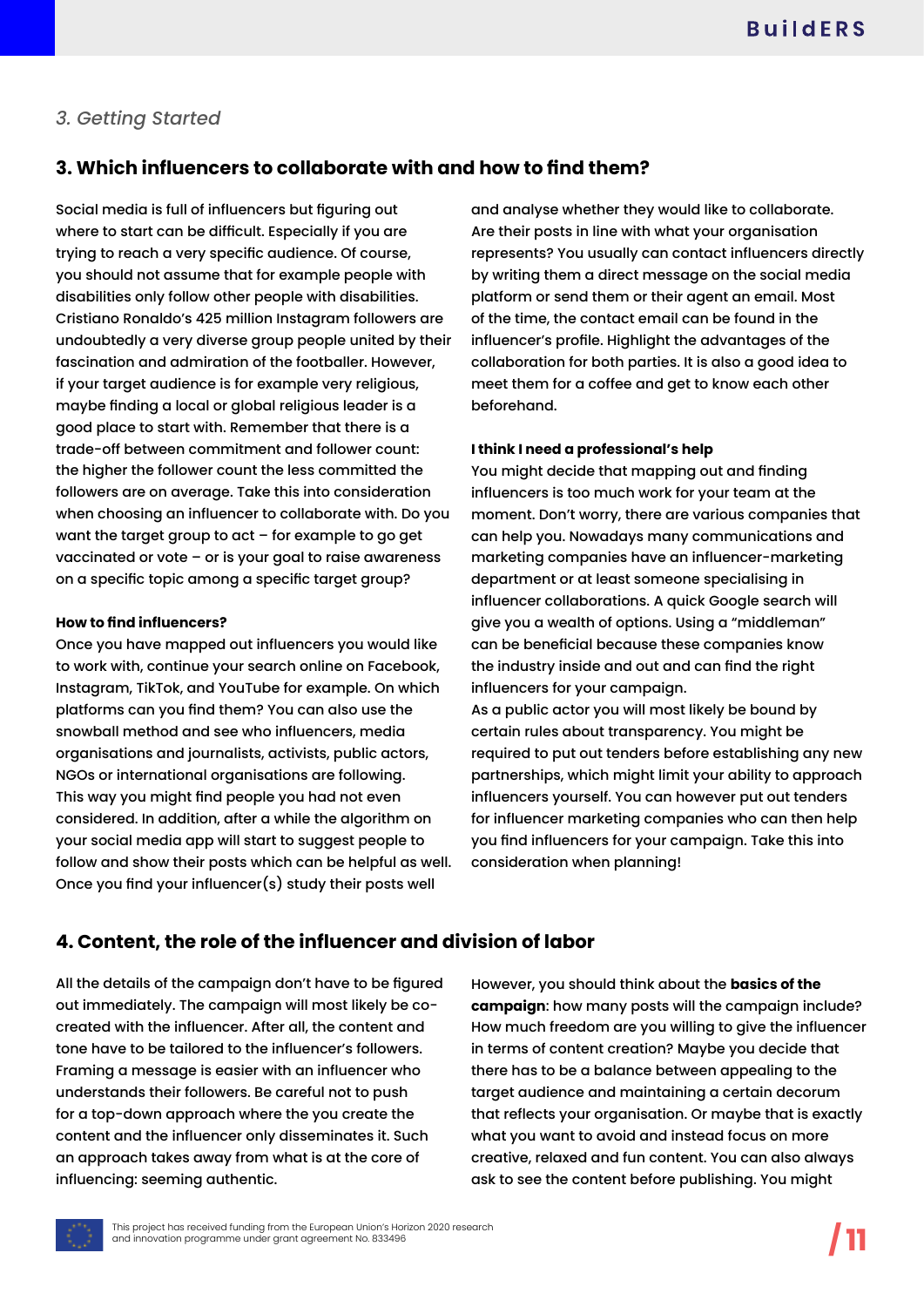*3. Getting Started*

## 3. Which influencers to collaborate with and how to find them?

Social media is full of influencers but figuring out where to start can be difficult. Especially if you are trying to reach a very specific audience. Of course, you should not assume that for example people with disabilities only follow other people with disabilities. Cristiano Ronaldo's 425 million Instagram followers are undoubtedly a very diverse group people united by their fascination and admiration of the footballer. However, if your target audience is for example very religious, maybe finding a local or global religious leader is a good place to start with. Remember that there is a trade-off between commitment and follower count: the higher the follower count the less committed the followers are on average. Take this into consideration when choosing an influencer to collaborate with. Do you want the target group to act – for example to go get vaccinated or vote – or is your goal to raise awareness on a specific topic among a specific target group?

**How to find influencers?**

Once you have mapped out influencers you would like to work with, continue your search online on Facebook, Instagram, TikTok, and YouTube for example. On which platforms can you find them? You can also use the snowball method and see who influencers, media organisations and journalists, activists, public actors, NGOs or international organisations are following. This way you might find people you had not even considered. In addition, after a while the algorithm on your social media app will start to suggest people to follow and show their posts which can be helpful as well. Once you find your influencer(s) study their posts well and analyse whether they would like to collaborate. Are their posts in line with what your organisation represents? You usually can contact influencers directly by writing them a direct message on the social media platform or send them or their agent an email. Most of the time, the contact email can be found in the influencer's profile. Highlight the advantages of the collaboration for both parties. It is also a good idea to meet them for a coffee and get to know each other beforehand.

**I think I need a professional's help**

You might decide that mapping out and finding influencers is too much work for your team at the moment. Don't worry, there are various companies that can help you. Nowadays many communications and marketing companies have an influencer-marketing department or at least someone specialising in influencer collaborations. A quick Google search will give you a wealth of options. Using a "middleman" can be beneficial because these companies know the industry inside and out and can find the right influencers for your campaign.
As a public actor you will most likely be bound by certain rules about transparency. You might be required to put out tenders before establishing any new partnerships, which might limit your ability to approach influencers yourself. You can however put out tenders for influencer marketing companies who can then help you find influencers for your campaign. Take this into consideration when planning!

## 4. Content, the role of the influencer and division of labor

All the details of the campaign don't have to be figured out immediately. The campaign will most likely be co-created with the influencer. After all, the content and tone have to be tailored to the influencer's followers. Framing a message is easier with an influencer who understands their followers. Be careful not to push for a top-down approach where the you create the content and the influencer only disseminates it. Such an approach takes away from what is at the core of influencing: seeming authentic.

However, you should think about the **basics of the campaign**: how many posts will the campaign include? How much freedom are you willing to give the influencer in terms of content creation? Maybe you decide that there has to be a balance between appealing to the target audience and maintaining a certain decorum that reflects your organisation. Or maybe that is exactly what you want to avoid and instead focus on more creative, relaxed and fun content. You can also always ask to see the content before publishing. You might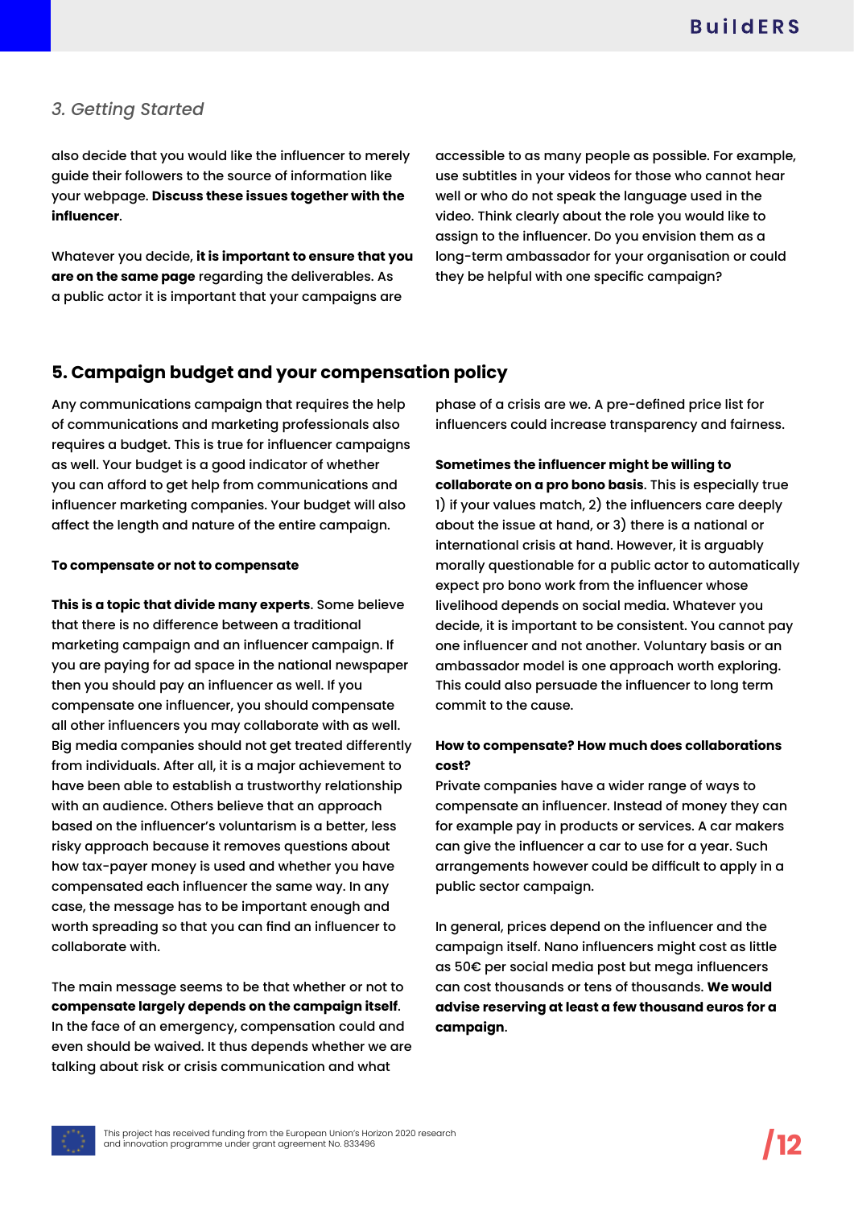also decide that you would like the influencer to merely guide their followers to the source of information like your webpage. **Discuss these issues together with the influencer**.

Whatever you decide, **it is important to ensure that you are on the same page** regarding the deliverables. As a public actor it is important that your campaigns are accessible to as many people as possible. For example, use subtitles in your videos for those who cannot hear well or who do not speak the language used in the video. Think clearly about the role you would like to assign to the influencer. Do you envision them as a long-term ambassador for your organisation or could they be helpful with one specific campaign?

## 5. Campaign budget and your compensation policy

Any communications campaign that requires the help of communications and marketing professionals also requires a budget. This is true for influencer campaigns as well. Your budget is a good indicator of whether you can afford to get help from communications and influencer marketing companies. Your budget will also affect the length and nature of the entire campaign.

**To compensate or not to compensate**

**This is a topic that divide many experts**. Some believe that there is no difference between a traditional marketing campaign and an influencer campaign. If you are paying for ad space in the national newspaper then you should pay an influencer as well. If you compensate one influencer, you should compensate all other influencers you may collaborate with as well. Big media companies should not get treated differently from individuals. After all, it is a major achievement to have been able to establish a trustworthy relationship with an audience. Others believe that an approach based on the influencer's voluntarism is a better, less risky approach because it removes questions about how tax-payer money is used and whether you have compensated each influencer the same way. In any case, the message has to be important enough and worth spreading so that you can find an influencer to collaborate with.

The main message seems to be that whether or not to **compensate largely depends on the campaign itself**. In the face of an emergency, compensation could and even should be waived. It thus depends whether we are talking about risk or crisis communication and what phase of a crisis are we. A pre-defined price list for influencers could increase transparency and fairness.

**Sometimes the influencer might be willing to collaborate on a pro bono basis**. This is especially true 1) if your values match, 2) the influencers care deeply about the issue at hand, or 3) there is a national or international crisis at hand. However, it is arguably morally questionable for a public actor to automatically expect pro bono work from the influencer whose livelihood depends on social media. Whatever you decide, it is important to be consistent. You cannot pay one influencer and not another. Voluntary basis or an ambassador model is one approach worth exploring. This could also persuade the influencer to long term commit to the cause.

**How to compensate? How much does collaborations cost?**

Private companies have a wider range of ways to compensate an influencer. Instead of money they can for example pay in products or services. A car makers can give the influencer a car to use for a year. Such arrangements however could be difficult to apply in a public sector campaign.

In general, prices depend on the influencer and the campaign itself. Nano influencers might cost as little as 50€ per social media post but mega influencers can cost thousands or tens of thousands. **We would advise reserving at least a few thousand euros for a campaign**.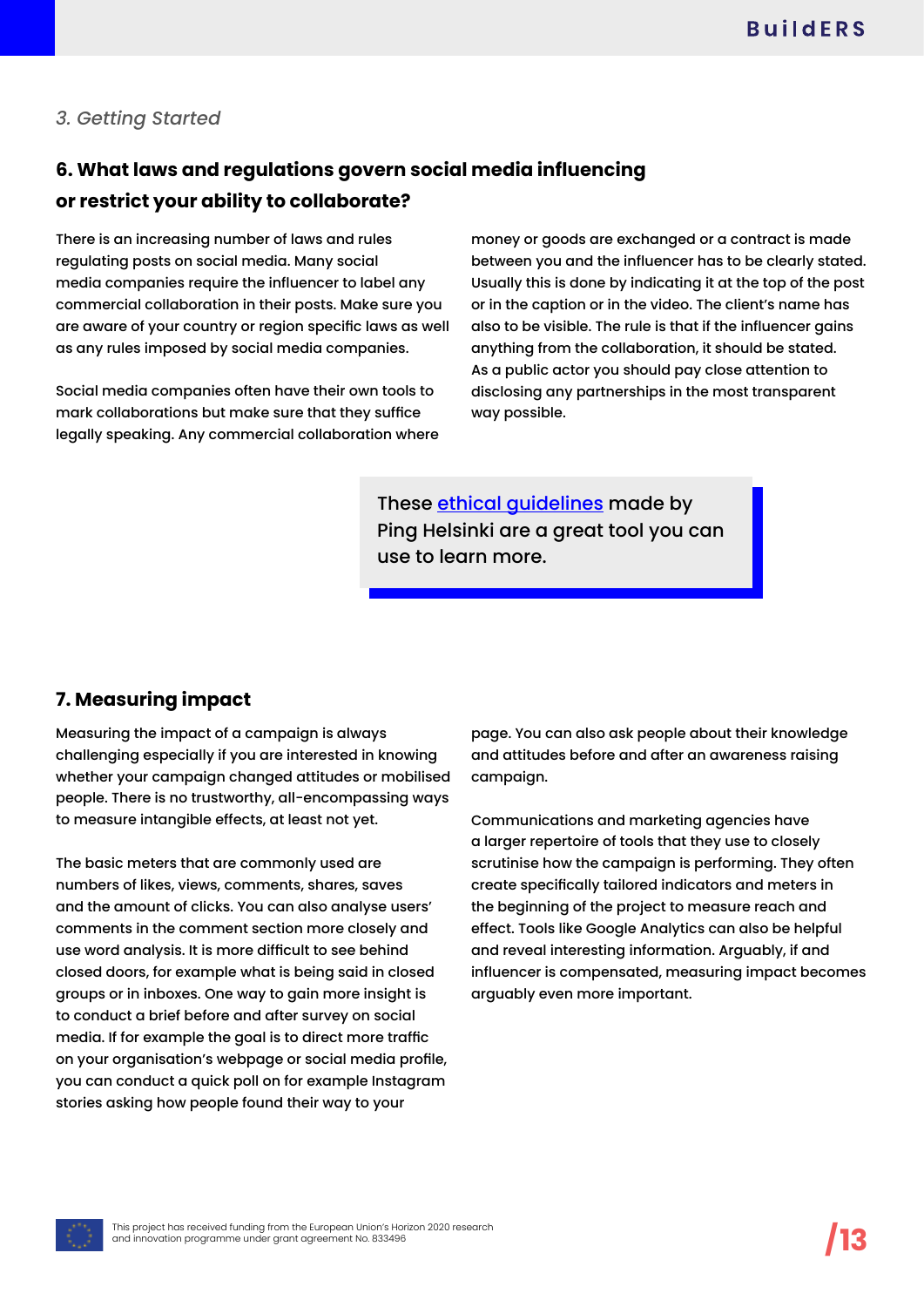*3. Getting Started*

## 6. What laws and regulations govern social media influencing or restrict your ability to collaborate?

There is an increasing number of laws and rules regulating posts on social media. Many social media companies require the influencer to label any commercial collaboration in their posts. Make sure you are aware of your country or region specific laws as well as any rules imposed by social media companies.

Social media companies often have their own tools to mark collaborations but make sure that they suffice legally speaking. Any commercial collaboration where money or goods are exchanged or a contract is made between you and the influencer has to be clearly stated. Usually this is done by indicating it at the top of the post or in the caption or in the video. The client's name has also to be visible. The rule is that if the influencer gains anything from the collaboration, it should be stated. As a public actor you should pay close attention to disclosing any partnerships in the most transparent way possible.

> These ethical guidelines made by Ping Helsinki are a great tool you can use to learn more.

## 7. Measuring impact

Measuring the impact of a campaign is always challenging especially if you are interested in knowing whether your campaign changed attitudes or mobilised people. There is no trustworthy, all-encompassing ways to measure intangible effects, at least not yet.

The basic meters that are commonly used are numbers of likes, views, comments, shares, saves and the amount of clicks. You can also analyse users' comments in the comment section more closely and use word analysis. It is more difficult to see behind closed doors, for example what is being said in closed groups or in inboxes. One way to gain more insight is to conduct a brief before and after survey on social media. If for example the goal is to direct more traffic on your organisation's webpage or social media profile, you can conduct a quick poll on for example Instagram stories asking how people found their way to your page. You can also ask people about their knowledge and attitudes before and after an awareness raising campaign.

Communications and marketing agencies have a larger repertoire of tools that they use to closely scrutinise how the campaign is performing. They often create specifically tailored indicators and meters in the beginning of the project to measure reach and effect. Tools like Google Analytics can also be helpful and reveal interesting information. Arguably, if and influencer is compensated, measuring impact becomes arguably even more important.

This project has received funding from the European Union's Horizon 2020 research and innovation programme under grant agreement No. 833496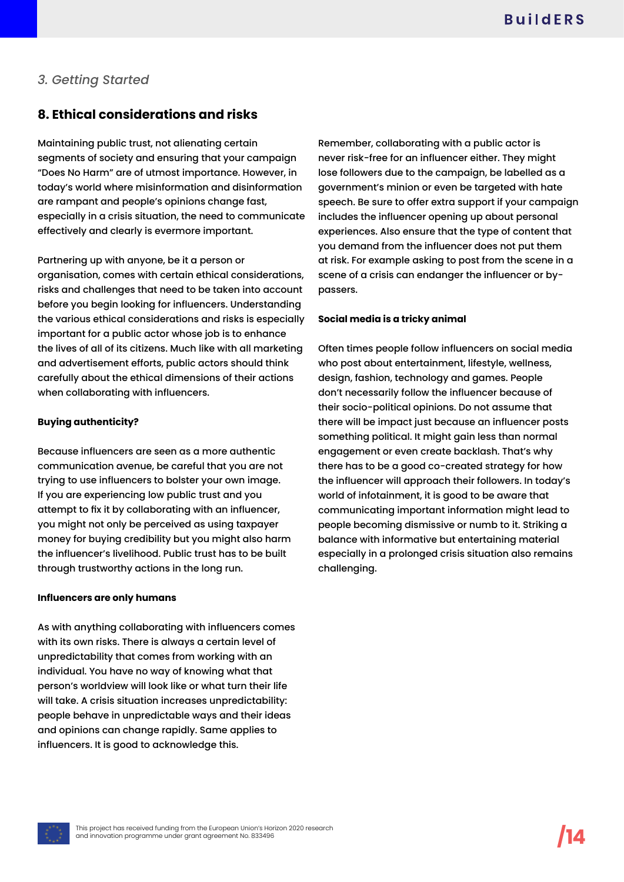*3. Getting Started*

## 8. Ethical considerations and risks

Maintaining public trust, not alienating certain segments of society and ensuring that your campaign "Does No Harm" are of utmost importance. However, in today's world where misinformation and disinformation are rampant and people's opinions change fast, especially in a crisis situation, the need to communicate effectively and clearly is evermore important.

Partnering up with anyone, be it a person or organisation, comes with certain ethical considerations, risks and challenges that need to be taken into account before you begin looking for influencers. Understanding the various ethical considerations and risks is especially important for a public actor whose job is to enhance the lives of all of its citizens. Much like with all marketing and advertisement efforts, public actors should think carefully about the ethical dimensions of their actions when collaborating with influencers.

**Buying authenticity?**

Because influencers are seen as a more authentic communication avenue, be careful that you are not trying to use influencers to bolster your own image. If you are experiencing low public trust and you attempt to fix it by collaborating with an influencer, you might not only be perceived as using taxpayer money for buying credibility but you might also harm the influencer's livelihood. Public trust has to be built through trustworthy actions in the long run.

**Influencers are only humans**

As with anything collaborating with influencers comes with its own risks. There is always a certain level of unpredictability that comes from working with an individual. You have no way of knowing what that person's worldview will look like or what turn their life will take. A crisis situation increases unpredictability: people behave in unpredictable ways and their ideas and opinions can change rapidly. Same applies to influencers. It is good to acknowledge this.

Remember, collaborating with a public actor is never risk-free for an influencer either. They might lose followers due to the campaign, be labelled as a government's minion or even be targeted with hate speech. Be sure to offer extra support if your campaign includes the influencer opening up about personal experiences. Also ensure that the type of content that you demand from the influencer does not put them at risk. For example asking to post from the scene in a scene of a crisis can endanger the influencer or by-passers.

**Social media is a tricky animal**

Often times people follow influencers on social media who post about entertainment, lifestyle, wellness, design, fashion, technology and games. People don't necessarily follow the influencer because of their socio-political opinions. Do not assume that there will be impact just because an influencer posts something political. It might gain less than normal engagement or even create backlash. That's why there has to be a good co-created strategy for how the influencer will approach their followers. In today's world of infotainment, it is good to be aware that communicating important information might lead to people becoming dismissive or numb to it. Striking a balance with informative but entertaining material especially in a prolonged crisis situation also remains challenging.

This project has received funding from the European Union's Horizon 2020 research and innovation programme under grant agreement No. 833496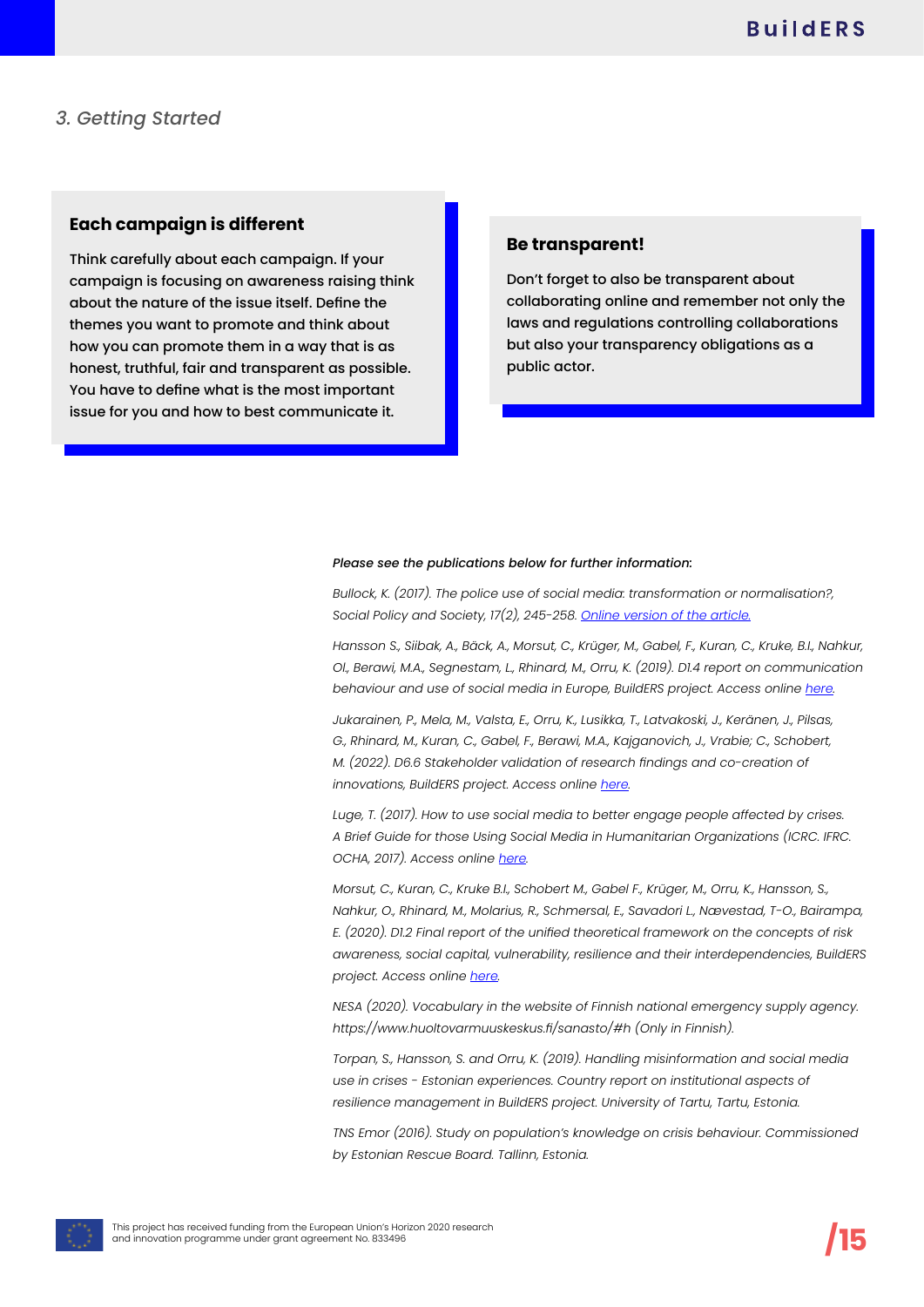*3. Getting Started*

### Each campaign is different

Think carefully about each campaign. If your campaign is focusing on awareness raising think about the nature of the issue itself. Define the themes you want to promote and think about how you can promote them in a way that is as honest, truthful, fair and transparent as possible. You have to define what is the most important issue for you and how to best communicate it.

### Be transparent!

Don't forget to also be transparent about collaborating online and remember not only the laws and regulations controlling collaborations but also your transparency obligations as a public actor.

***Please see the publications below for further information:***

*Bullock, K. (2017). The police use of social media: transformation or normalisation?, Social Policy and Society, 17(2), 245-258. Online version of the article.*

*Hansson S., Siibak, A., Bäck, A., Morsut, C., Krüger, M., Gabel, F., Kuran, C., Kruke, B.I., Nahkur, OI., Berawi, M.A., Segnestam, L., Rhinard, M., Orru, K. (2019). D1.4 report on communication behaviour and use of social media in Europe, BuildERS project. Access online here.*

*Jukarainen, P., Mela, M., Valsta, E., Orru, K., Lusikka, T., Latvakoski, J., Keränen, J., Pilsas, G., Rhinard, M., Kuran, C., Gabel, F., Berawi, M.A., Kajganovich, J., Vrabie; C., Schobert, M. (2022). D6.6 Stakeholder validation of research findings and co-creation of innovations, BuildERS project. Access online here.*

*Luge, T. (2017). How to use social media to better engage people affected by crises. A Brief Guide for those Using Social Media in Humanitarian Organizations (ICRC. IFRC. OCHA, 2017). Access online here.*

*Morsut, C., Kuran, C., Kruke B.I., Schobert M., Gabel F., Krüger, M., Orru, K., Hansson, S., Nahkur, O., Rhinard, M., Molarius, R., Schmersal, E., Savadori L., Nævestad, T-O., Bairampa, E. (2020). D1.2 Final report of the unified theoretical framework on the concepts of risk awareness, social capital, vulnerability, resilience and their interdependencies, BuildERS project. Access online here.*

*NESA (2020). Vocabulary in the website of Finnish national emergency supply agency. https://www.huoltovarmuuskeskus.fi/sanasto/#h (Only in Finnish).*

*Torpan, S., Hansson, S. and Orru, K. (2019). Handling misinformation and social media use in crises - Estonian experiences. Country report on institutional aspects of resilience management in BuildERS project. University of Tartu, Tartu, Estonia.*

*TNS Emor (2016). Study on population's knowledge on crisis behaviour. Commissioned by Estonian Rescue Board. Tallinn, Estonia.*

This project has received funding from the European Union's Horizon 2020 research and innovation programme under grant agreement No. 833496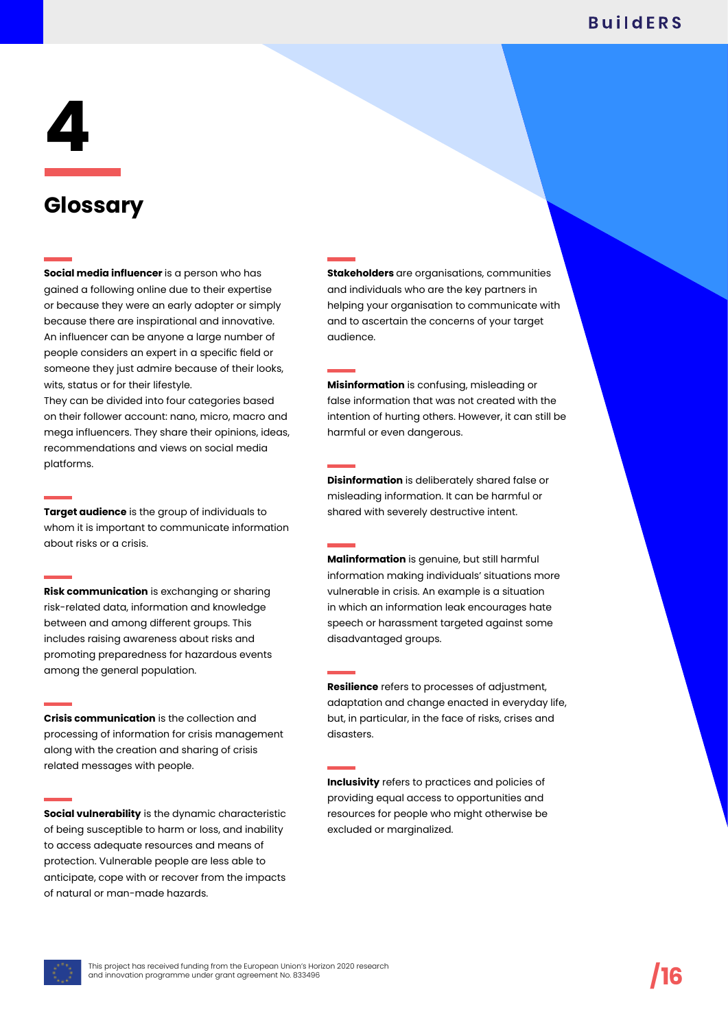# 4

## Glossary

**Social media influencer** is a person who has gained a following online due to their expertise or because they were an early adopter or simply because there are inspirational and innovative. An influencer can be anyone a large number of people considers an expert in a specific field or someone they just admire because of their looks, wits, status or for their lifestyle.
They can be divided into four categories based on their follower account: nano, micro, macro and mega influencers. They share their opinions, ideas, recommendations and views on social media platforms.

**Target audience** is the group of individuals to whom it is important to communicate information about risks or a crisis.

**Risk communication** is exchanging or sharing risk-related data, information and knowledge between and among different groups. This includes raising awareness about risks and promoting preparedness for hazardous events among the general population.

**Crisis communication** is the collection and processing of information for crisis management along with the creation and sharing of crisis related messages with people.

**Social vulnerability** is the dynamic characteristic of being susceptible to harm or loss, and inability to access adequate resources and means of protection. Vulnerable people are less able to anticipate, cope with or recover from the impacts of natural or man-made hazards.

**Stakeholders** are organisations, communities and individuals who are the key partners in helping your organisation to communicate with and to ascertain the concerns of your target audience.

**Misinformation** is confusing, misleading or false information that was not created with the intention of hurting others. However, it can still be harmful or even dangerous.

**Disinformation** is deliberately shared false or misleading information. It can be harmful or shared with severely destructive intent.

**Malinformation** is genuine, but still harmful information making individuals' situations more vulnerable in crisis. An example is a situation in which an information leak encourages hate speech or harassment targeted against some disadvantaged groups.

**Resilience** refers to processes of adjustment, adaptation and change enacted in everyday life, but, in particular, in the face of risks, crises and disasters.

**Inclusivity** refers to practices and policies of providing equal access to opportunities and resources for people who might otherwise be excluded or marginalized.

This project has received funding from the European Union's Horizon 2020 research and innovation programme under grant agreement No. 833496